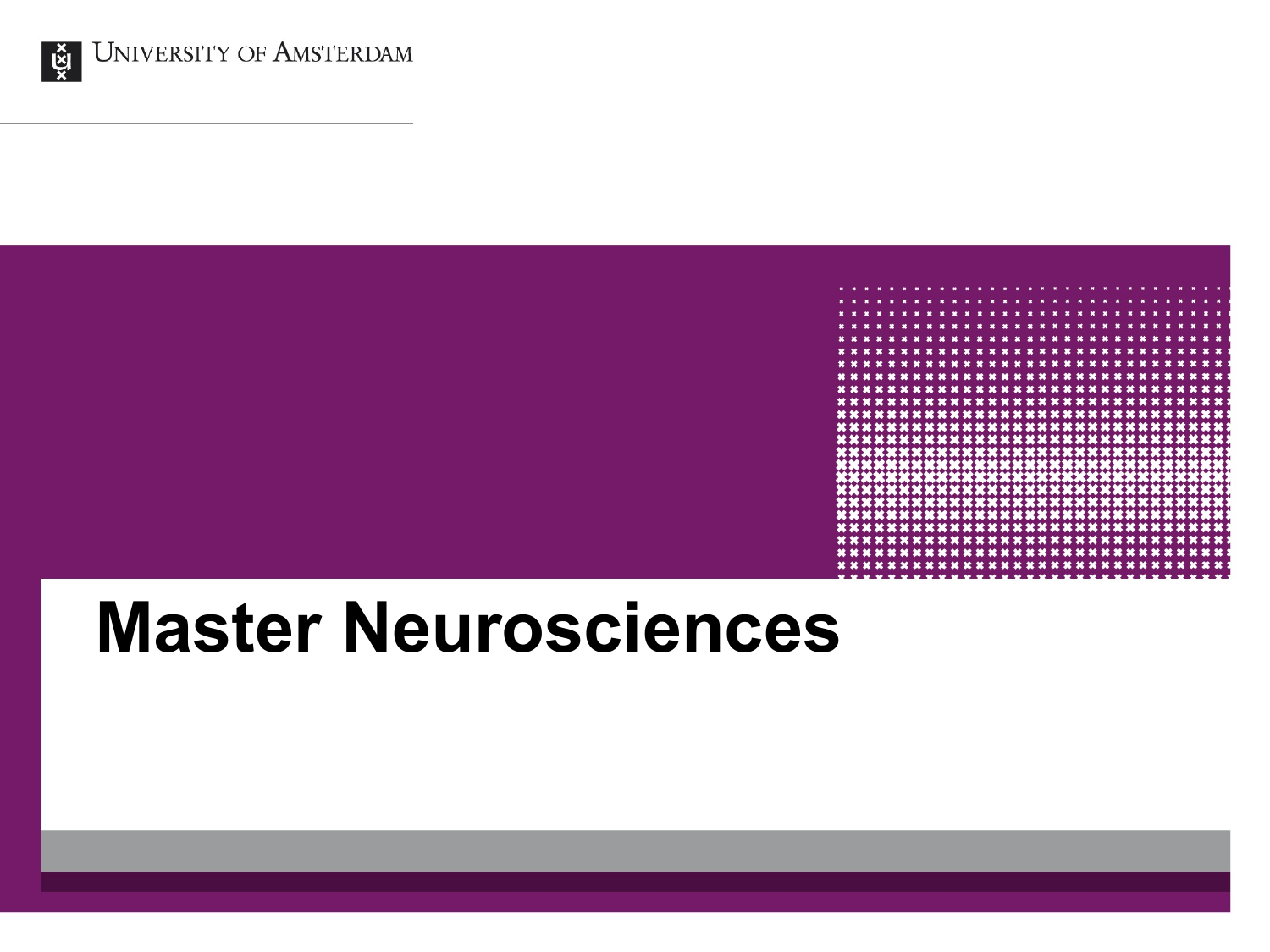University of Amsterdam

# Master Neurosciences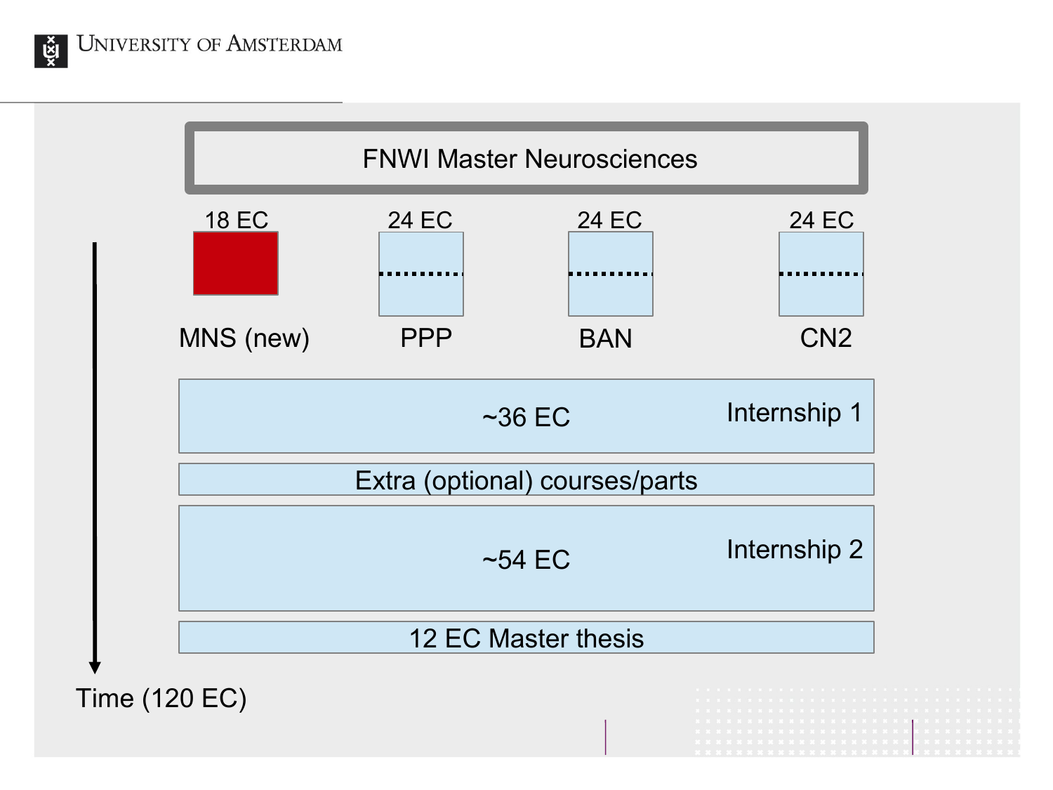# FNWI Master Neurosciences

| 18 EC | 24 EC | 24 EC | 24 EC |
| --- | --- | --- | --- |
| MNS (new) | PPP | BAN | CN2 |

- Internship 1: ~36 EC
- Extra (optional) courses/parts
- Internship 2: ~54 EC
- 12 EC Master thesis

Time (120 EC)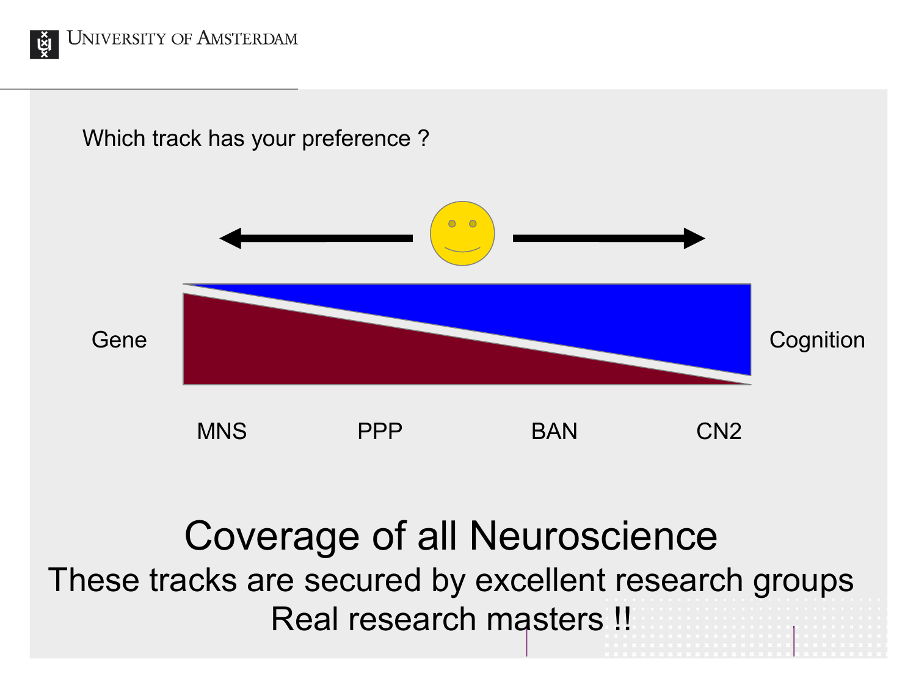Which track has your preference ?

Gene

Cognition

MNS PPP BAN CN2

# Coverage of all Neuroscience

These tracks are secured by excellent research groups

Real research masters !!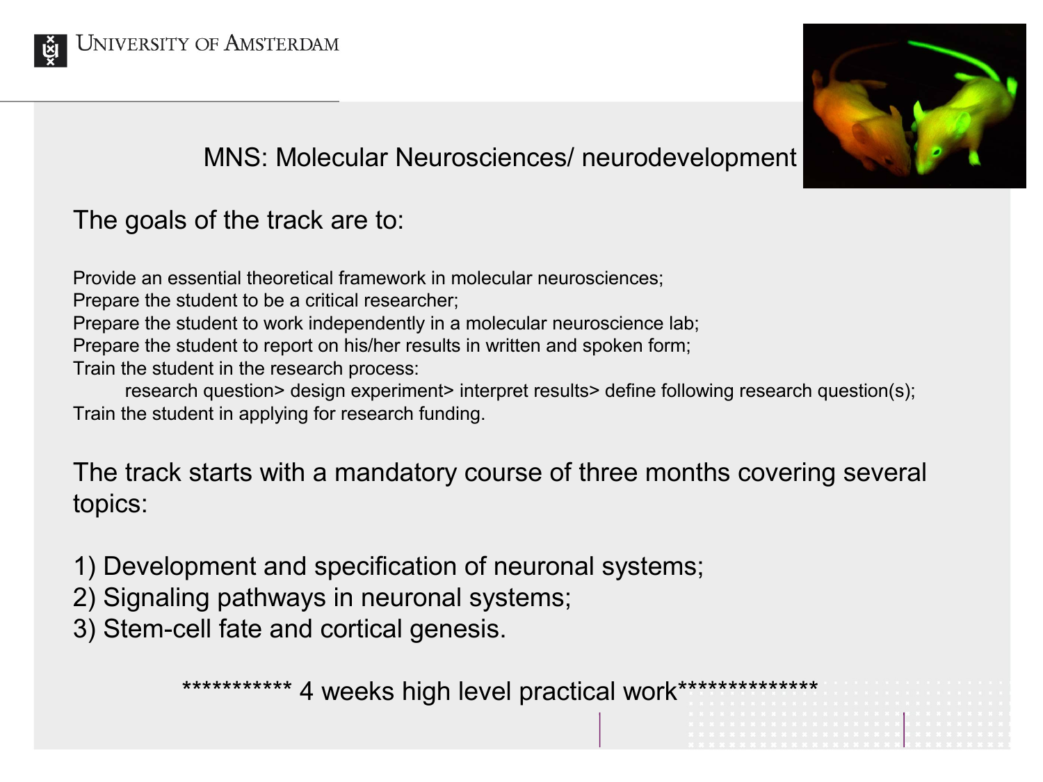## MNS: Molecular Neurosciences/ neurodevelopment

The goals of the track are to:

Provide an essential theoretical framework in molecular neurosciences;
Prepare the student to be a critical researcher;
Prepare the student to work independently in a molecular neuroscience lab;
Prepare the student to report on his/her results in written and spoken form;
Train the student in the research process:
research question> design experiment> interpret results> define following research question(s);
Train the student in applying for research funding.

The track starts with a mandatory course of three months covering several topics:

1) Development and specification of neuronal systems;
2) Signaling pathways in neuronal systems;
3) Stem-cell fate and cortical genesis.

*********** 4 weeks high level practical work**************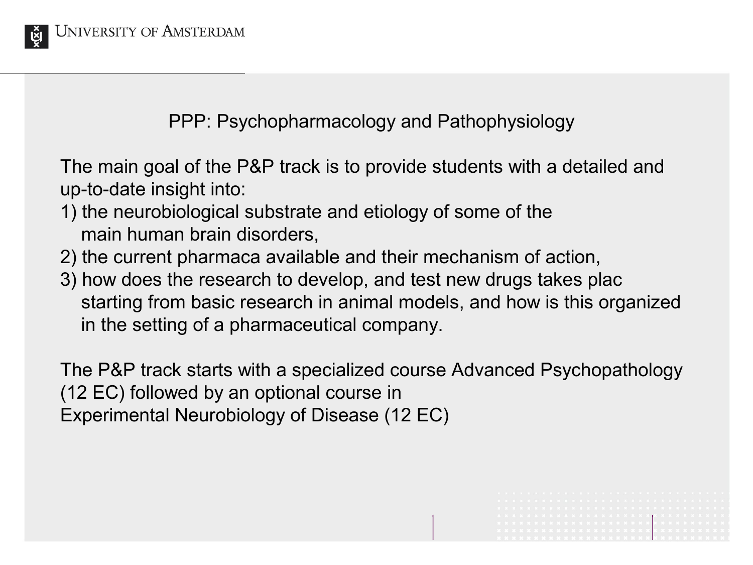## PPP: Psychopharmacology and Pathophysiology

The main goal of the P&P track is to provide students with a detailed and up-to-date insight into:

1) the neurobiological substrate and etiology of some of the main human brain disorders,
2) the current pharmaca available and their mechanism of action,
3) how does the research to develop, and test new drugs takes plac starting from basic research in animal models, and how is this organized in the setting of a pharmaceutical company.

The P&P track starts with a specialized course Advanced Psychopathology (12 EC) followed by an optional course in Experimental Neurobiology of Disease (12 EC)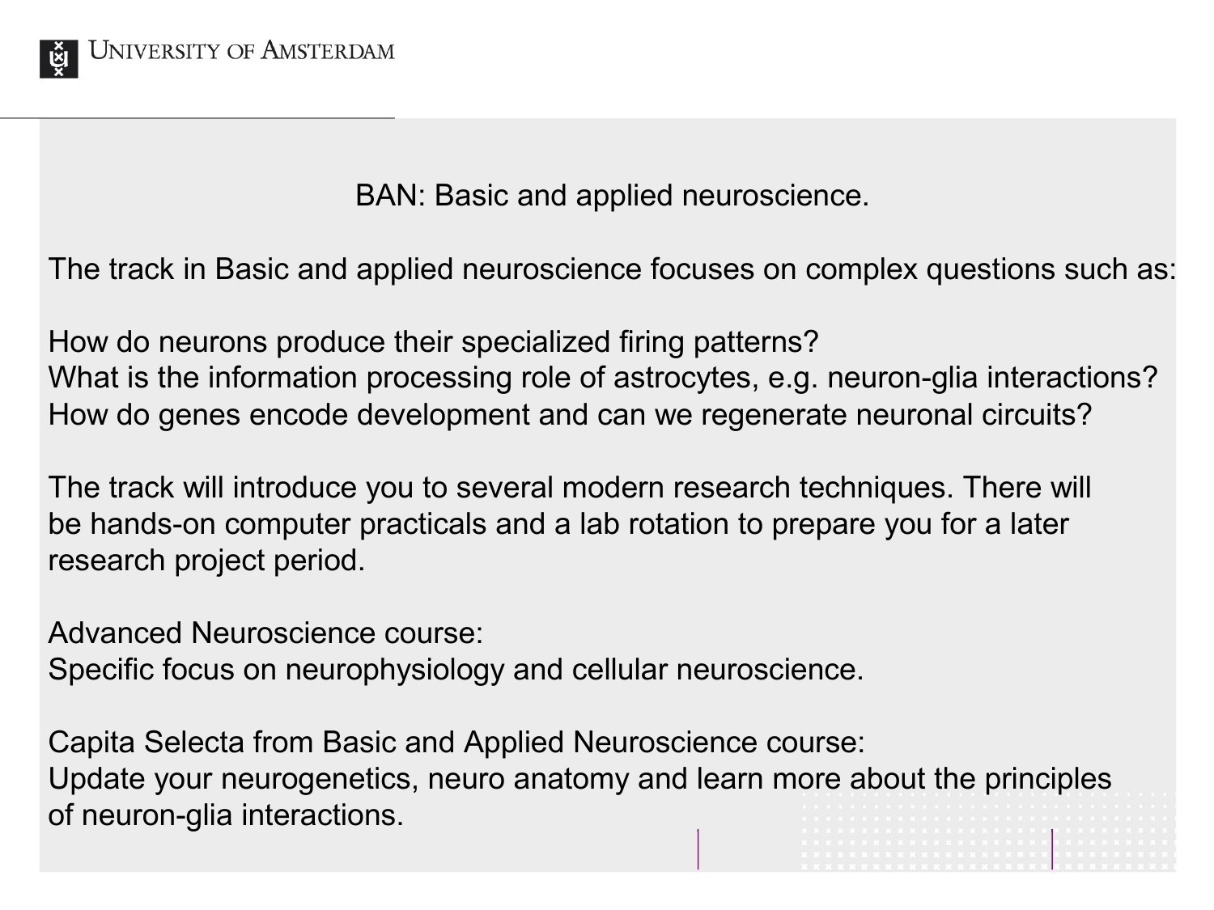## BAN: Basic and applied neuroscience.

The track in Basic and applied neuroscience focuses on complex questions such as:

How do neurons produce their specialized firing patterns?
What is the information processing role of astrocytes, e.g. neuron-glia interactions?
How do genes encode development and can we regenerate neuronal circuits?

The track will introduce you to several modern research techniques. There will be hands-on computer practicals and a lab rotation to prepare you for a later research project period.

Advanced Neuroscience course:
Specific focus on neurophysiology and cellular neuroscience.

Capita Selecta from Basic and Applied Neuroscience course:
Update your neurogenetics, neuro anatomy and learn more about the principles of neuron-glia interactions.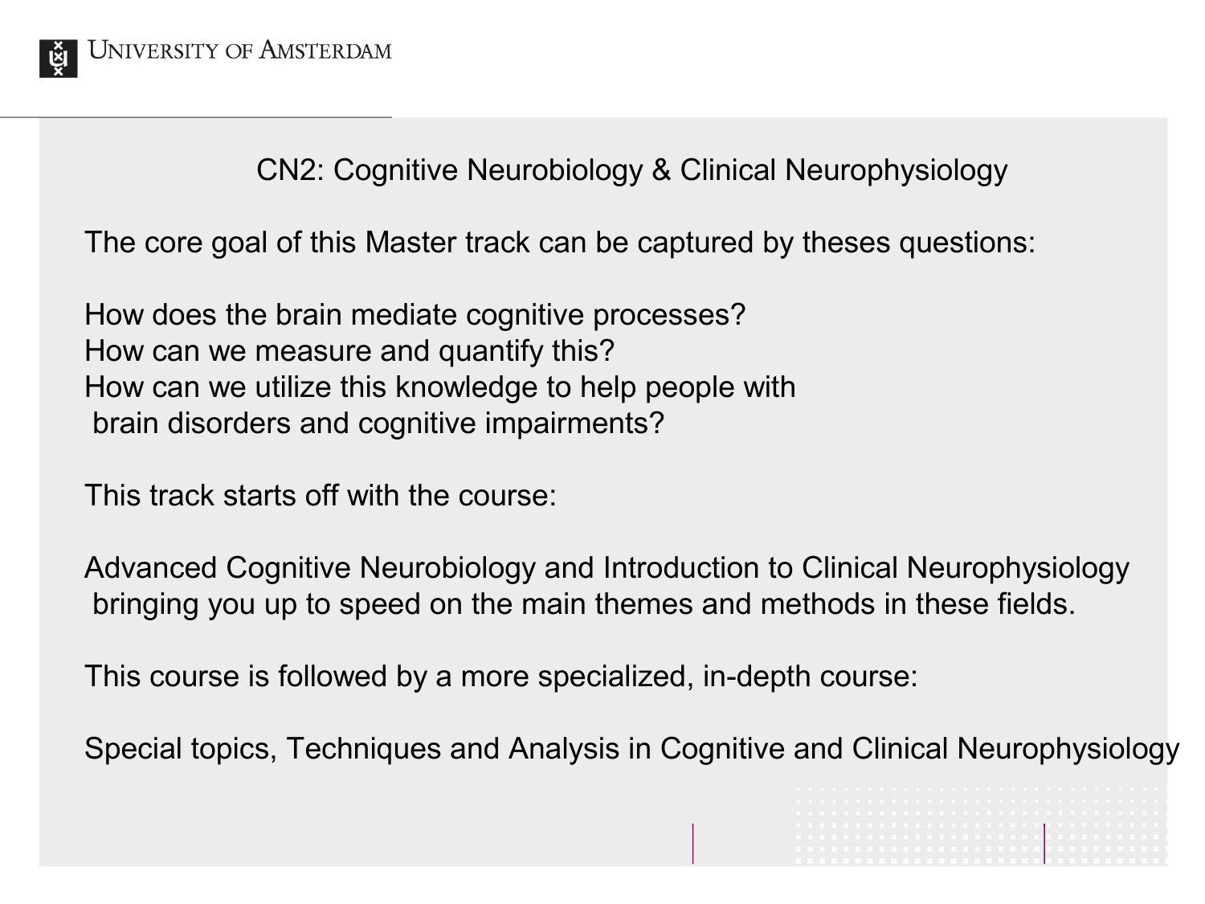# CN2: Cognitive Neurobiology & Clinical Neurophysiology

The core goal of this Master track can be captured by theses questions:

How does the brain mediate cognitive processes?
How can we measure and quantify this?
How can we utilize this knowledge to help people with brain disorders and cognitive impairments?

This track starts off with the course:

Advanced Cognitive Neurobiology and Introduction to Clinical Neurophysiology bringing you up to speed on the main themes and methods in these fields.

This course is followed by a more specialized, in-depth course:

Special topics, Techniques and Analysis in Cognitive and Clinical Neurophysiology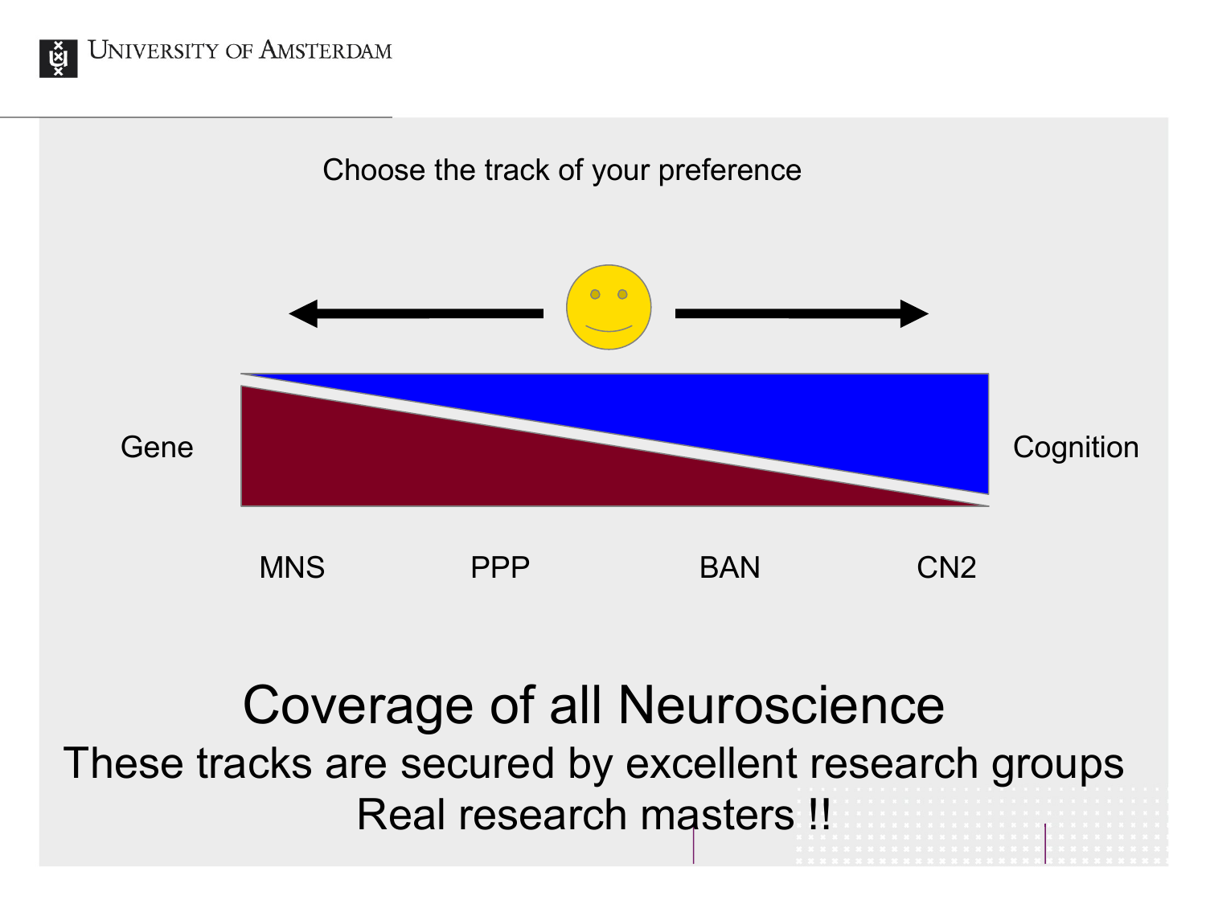Choose the track of your preference

Gene — Cognition

MNS PPP BAN CN2

# Coverage of all Neuroscience

These tracks are secured by excellent research groups

Real research masters !!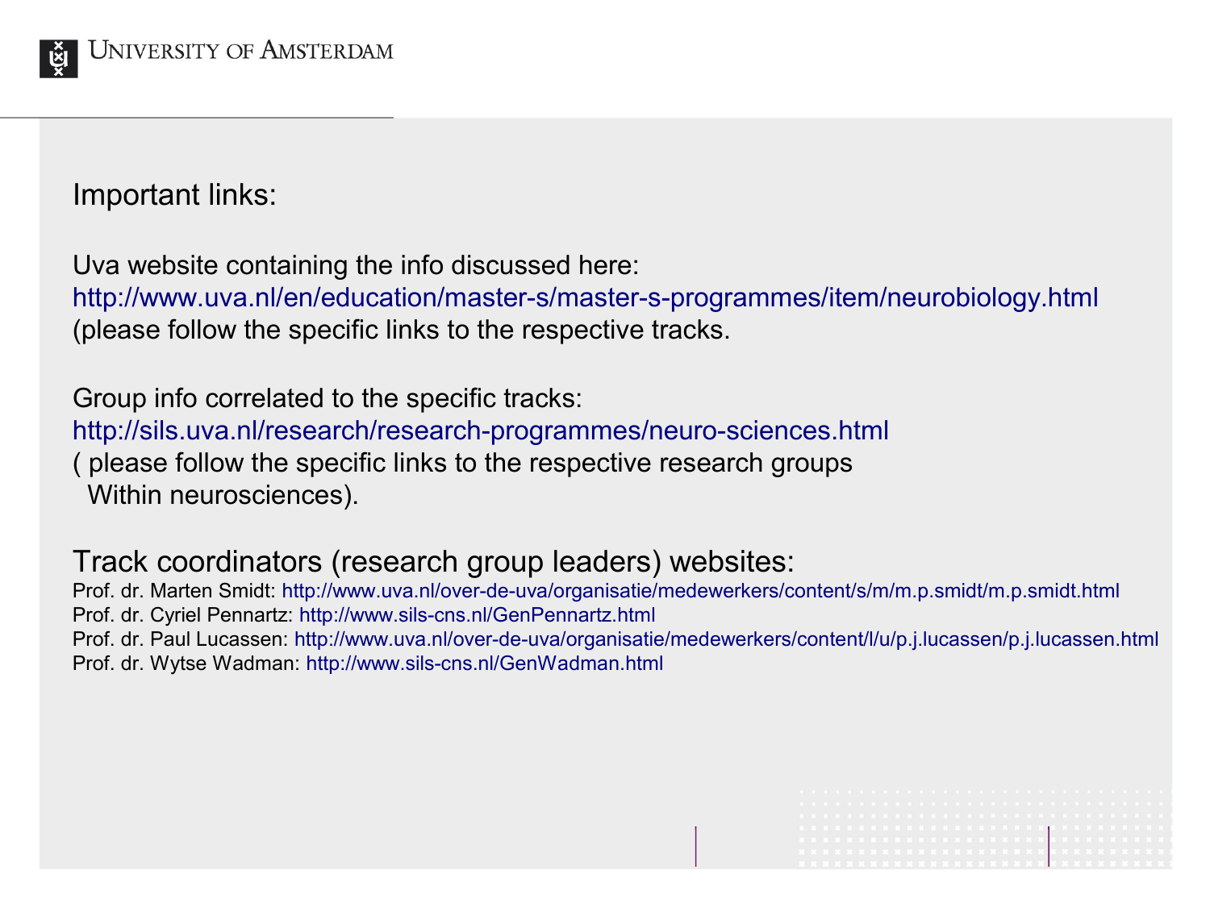Important links:

Uva website containing the info discussed here:
http://www.uva.nl/en/education/master-s/master-s-programmes/item/neurobiology.html
(please follow the specific links to the respective tracks.

Group info correlated to the specific tracks:
http://sils.uva.nl/research/research-programmes/neuro-sciences.html
( please follow the specific links to the respective research groups
Within neurosciences).

Track coordinators (research group leaders) websites:

Prof. dr. Marten Smidt: http://www.uva.nl/over-de-uva/organisatie/medewerkers/content/s/m/m.p.smidt/m.p.smidt.html
Prof. dr. Cyriel Pennartz: http://www.sils-cns.nl/GenPennartz.html
Prof. dr. Paul Lucassen: http://www.uva.nl/over-de-uva/organisatie/medewerkers/content/l/u/p.j.lucassen/p.j.lucassen.html
Prof. dr. Wytse Wadman: http://www.sils-cns.nl/GenWadman.html